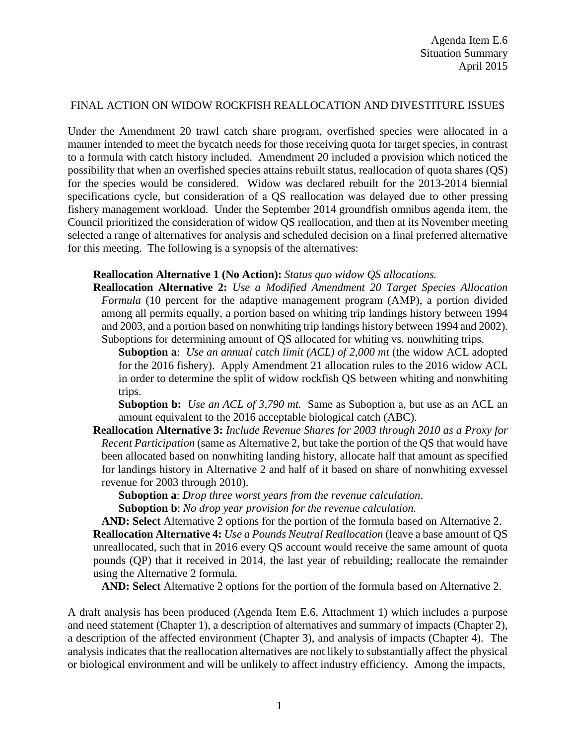Agenda Item E.6
Situation Summary
April 2015

## FINAL ACTION ON WIDOW ROCKFISH REALLOCATION AND DIVESTITURE ISSUES

Under the Amendment 20 trawl catch share program, overfished species were allocated in a manner intended to meet the bycatch needs for those receiving quota for target species, in contrast to a formula with catch history included. Amendment 20 included a provision which noticed the possibility that when an overfished species attains rebuilt status, reallocation of quota shares (QS) for the species would be considered. Widow was declared rebuilt for the 2013-2014 biennial specifications cycle, but consideration of a QS reallocation was delayed due to other pressing fishery management workload. Under the September 2014 groundfish omnibus agenda item, the Council prioritized the consideration of widow QS reallocation, and then at its November meeting selected a range of alternatives for analysis and scheduled decision on a final preferred alternative for this meeting. The following is a synopsis of the alternatives:

**Reallocation Alternative 1 (No Action):** *Status quo widow QS allocations.*

**Reallocation Alternative 2:** *Use a Modified Amendment 20 Target Species Allocation Formula* (10 percent for the adaptive management program (AMP), a portion divided among all permits equally, a portion based on whiting trip landings history between 1994 and 2003, and a portion based on nonwhiting trip landings history between 1994 and 2002). Suboptions for determining amount of QS allocated for whiting vs. nonwhiting trips.

- **Suboption a**: *Use an annual catch limit (ACL) of 2,000 mt* (the widow ACL adopted for the 2016 fishery). Apply Amendment 21 allocation rules to the 2016 widow ACL in order to determine the split of widow rockfish QS between whiting and nonwhiting trips.
- **Suboption b:** *Use an ACL of 3,790 mt.* Same as Suboption a, but use as an ACL an amount equivalent to the 2016 acceptable biological catch (ABC).

**Reallocation Alternative 3:** *Include Revenue Shares for 2003 through 2010 as a Proxy for Recent Participation* (same as Alternative 2, but take the portion of the QS that would have been allocated based on nonwhiting landing history, allocate half that amount as specified for landings history in Alternative 2 and half of it based on share of nonwhiting exvessel revenue for 2003 through 2010).

- **Suboption a**: *Drop three worst years from the revenue calculation*.
- **Suboption b**: *No drop year provision for the revenue calculation.*

**AND: Select** Alternative 2 options for the portion of the formula based on Alternative 2.

**Reallocation Alternative 4:** *Use a Pounds Neutral Reallocation* (leave a base amount of QS unreallocated, such that in 2016 every QS account would receive the same amount of quota pounds (QP) that it received in 2014, the last year of rebuilding; reallocate the remainder using the Alternative 2 formula.

**AND: Select** Alternative 2 options for the portion of the formula based on Alternative 2.

A draft analysis has been produced (Agenda Item E.6, Attachment 1) which includes a purpose and need statement (Chapter 1), a description of alternatives and summary of impacts (Chapter 2), a description of the affected environment (Chapter 3), and analysis of impacts (Chapter 4). The analysis indicates that the reallocation alternatives are not likely to substantially affect the physical or biological environment and will be unlikely to affect industry efficiency. Among the impacts,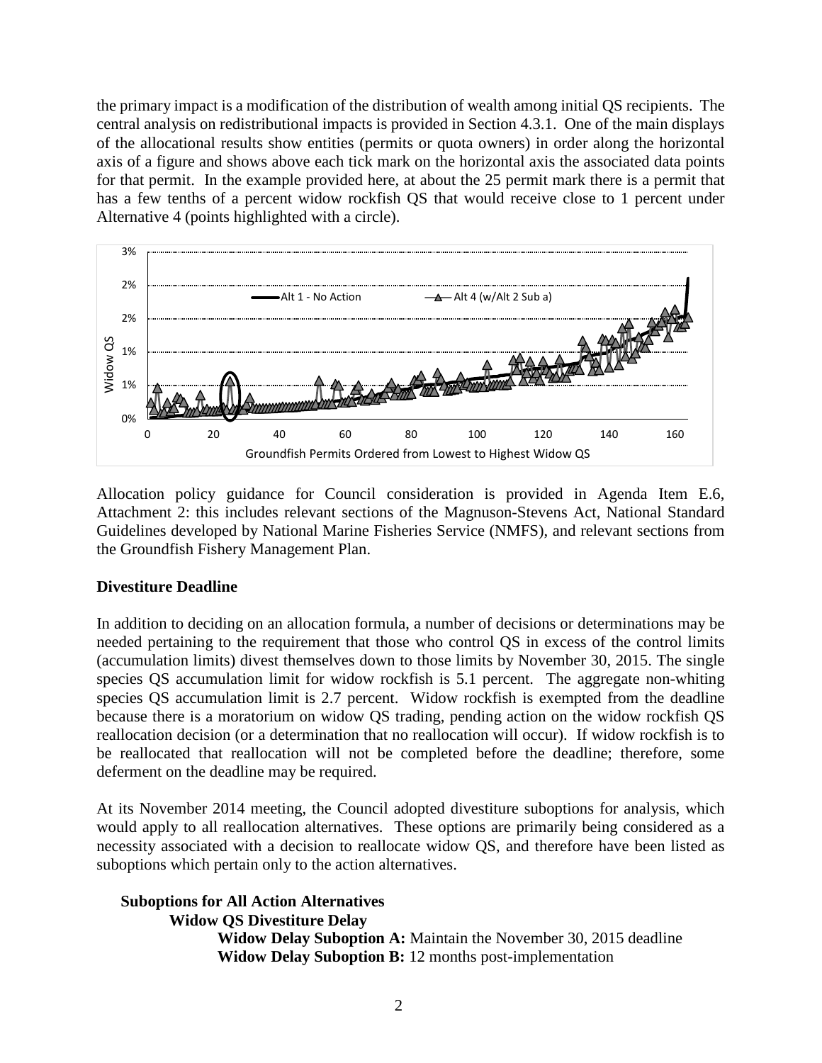the primary impact is a modification of the distribution of wealth among initial QS recipients. The central analysis on redistributional impacts is provided in Section 4.3.1. One of the main displays of the allocational results show entities (permits or quota owners) in order along the horizontal axis of a figure and shows above each tick mark on the horizontal axis the associated data points for that permit. In the example provided here, at about the 25 permit mark there is a permit that has a few tenths of a percent widow rockfish QS that would receive close to 1 percent under Alternative 4 (points highlighted with a circle).

Allocation policy guidance for Council consideration is provided in Agenda Item E.6, Attachment 2: this includes relevant sections of the Magnuson-Stevens Act, National Standard Guidelines developed by National Marine Fisheries Service (NMFS), and relevant sections from the Groundfish Fishery Management Plan.

**Divestiture Deadline**

In addition to deciding on an allocation formula, a number of decisions or determinations may be needed pertaining to the requirement that those who control QS in excess of the control limits (accumulation limits) divest themselves down to those limits by November 30, 2015. The single species QS accumulation limit for widow rockfish is 5.1 percent. The aggregate non-whiting species QS accumulation limit is 2.7 percent. Widow rockfish is exempted from the deadline because there is a moratorium on widow QS trading, pending action on the widow rockfish QS reallocation decision (or a determination that no reallocation will occur). If widow rockfish is to be reallocated that reallocation will not be completed before the deadline; therefore, some deferment on the deadline may be required.

At its November 2014 meeting, the Council adopted divestiture suboptions for analysis, which would apply to all reallocation alternatives. These options are primarily being considered as a necessity associated with a decision to reallocate widow QS, and therefore have been listed as suboptions which pertain only to the action alternatives.

**Suboptions for All Action Alternatives**

**Widow QS Divestiture Delay**

**Widow Delay Suboption A:** Maintain the November 30, 2015 deadline

**Widow Delay Suboption B:** 12 months post-implementation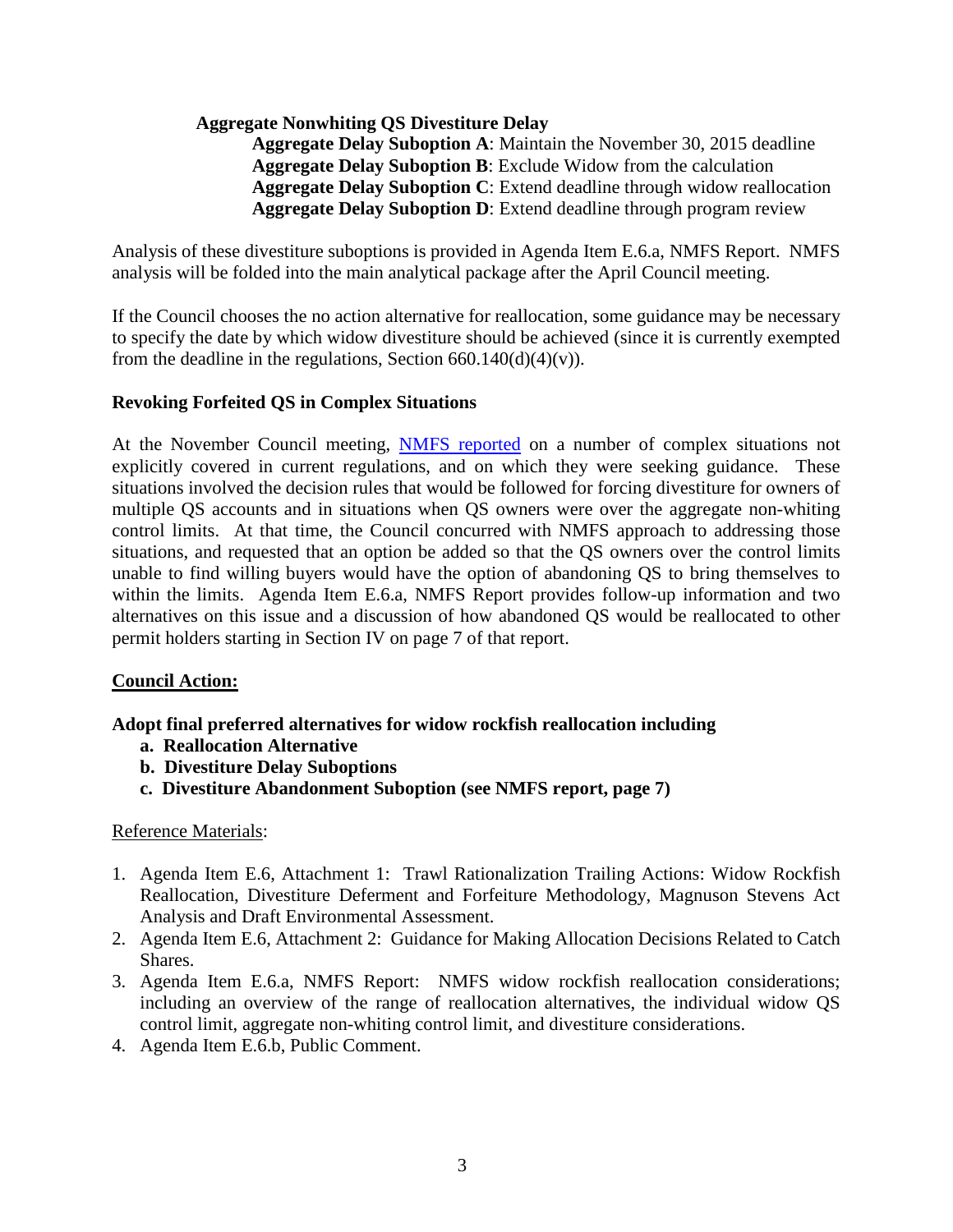**Aggregate Nonwhiting QS Divestiture Delay**

- **Aggregate Delay Suboption A**: Maintain the November 30, 2015 deadline
- **Aggregate Delay Suboption B**: Exclude Widow from the calculation
- **Aggregate Delay Suboption C**: Extend deadline through widow reallocation
- **Aggregate Delay Suboption D**: Extend deadline through program review

Analysis of these divestiture suboptions is provided in Agenda Item E.6.a, NMFS Report. NMFS analysis will be folded into the main analytical package after the April Council meeting.

If the Council chooses the no action alternative for reallocation, some guidance may be necessary to specify the date by which widow divestiture should be achieved (since it is currently exempted from the deadline in the regulations, Section 660.140(d)(4)(v)).

**Revoking Forfeited QS in Complex Situations**

At the November Council meeting, NMFS reported on a number of complex situations not explicitly covered in current regulations, and on which they were seeking guidance. These situations involved the decision rules that would be followed for forcing divestiture for owners of multiple QS accounts and in situations when QS owners were over the aggregate non-whiting control limits. At that time, the Council concurred with NMFS approach to addressing those situations, and requested that an option be added so that the QS owners over the control limits unable to find willing buyers would have the option of abandoning QS to bring themselves to within the limits. Agenda Item E.6.a, NMFS Report provides follow-up information and two alternatives on this issue and a discussion of how abandoned QS would be reallocated to other permit holders starting in Section IV on page 7 of that report.

**Council Action:**

**Adopt final preferred alternatives for widow rockfish reallocation including**

- **a. Reallocation Alternative**
- **b. Divestiture Delay Suboptions**
- **c. Divestiture Abandonment Suboption (see NMFS report, page 7)**

Reference Materials:

1. Agenda Item E.6, Attachment 1: Trawl Rationalization Trailing Actions: Widow Rockfish Reallocation, Divestiture Deferment and Forfeiture Methodology, Magnuson Stevens Act Analysis and Draft Environmental Assessment.
2. Agenda Item E.6, Attachment 2: Guidance for Making Allocation Decisions Related to Catch Shares.
3. Agenda Item E.6.a, NMFS Report: NMFS widow rockfish reallocation considerations; including an overview of the range of reallocation alternatives, the individual widow QS control limit, aggregate non-whiting control limit, and divestiture considerations.
4. Agenda Item E.6.b, Public Comment.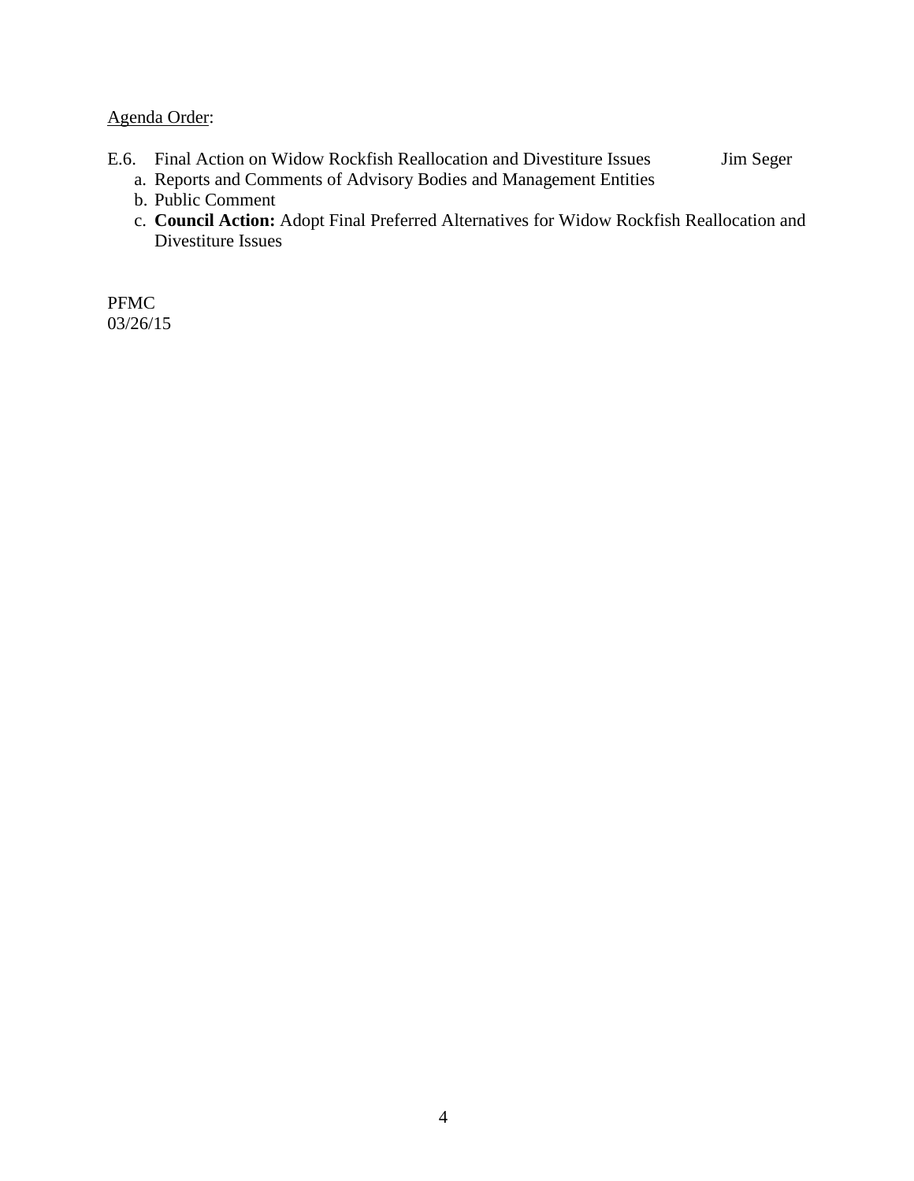<u>Agenda Order</u>:

E.6. Final Action on Widow Rockfish Reallocation and Divestiture Issues Jim Seger

a. Reports and Comments of Advisory Bodies and Management Entities
b. Public Comment
c. **Council Action:** Adopt Final Preferred Alternatives for Widow Rockfish Reallocation and Divestiture Issues

PFMC
03/26/15